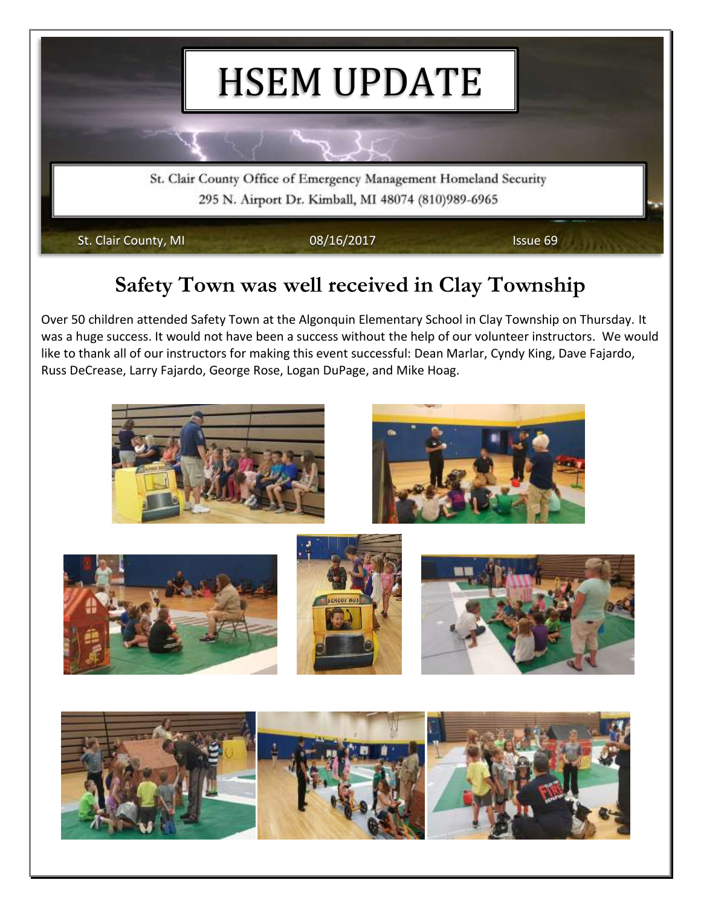# HSEM UPDATE

St. Clair County Office of Emergency Management Homeland Security
295 N. Airport Dr. Kimball, MI 48074 (810)989-6965

St. Clair County, MI | 08/16/2017 | Issue 69

## Safety Town was well received in Clay Township

Over 50 children attended Safety Town at the Algonquin Elementary School in Clay Township on Thursday. It was a huge success. It would not have been a success without the help of our volunteer instructors. We would like to thank all of our instructors for making this event successful: Dean Marlar, Cyndy King, Dave Fajardo, Russ DeCrease, Larry Fajardo, George Rose, Logan DuPage, and Mike Hoag.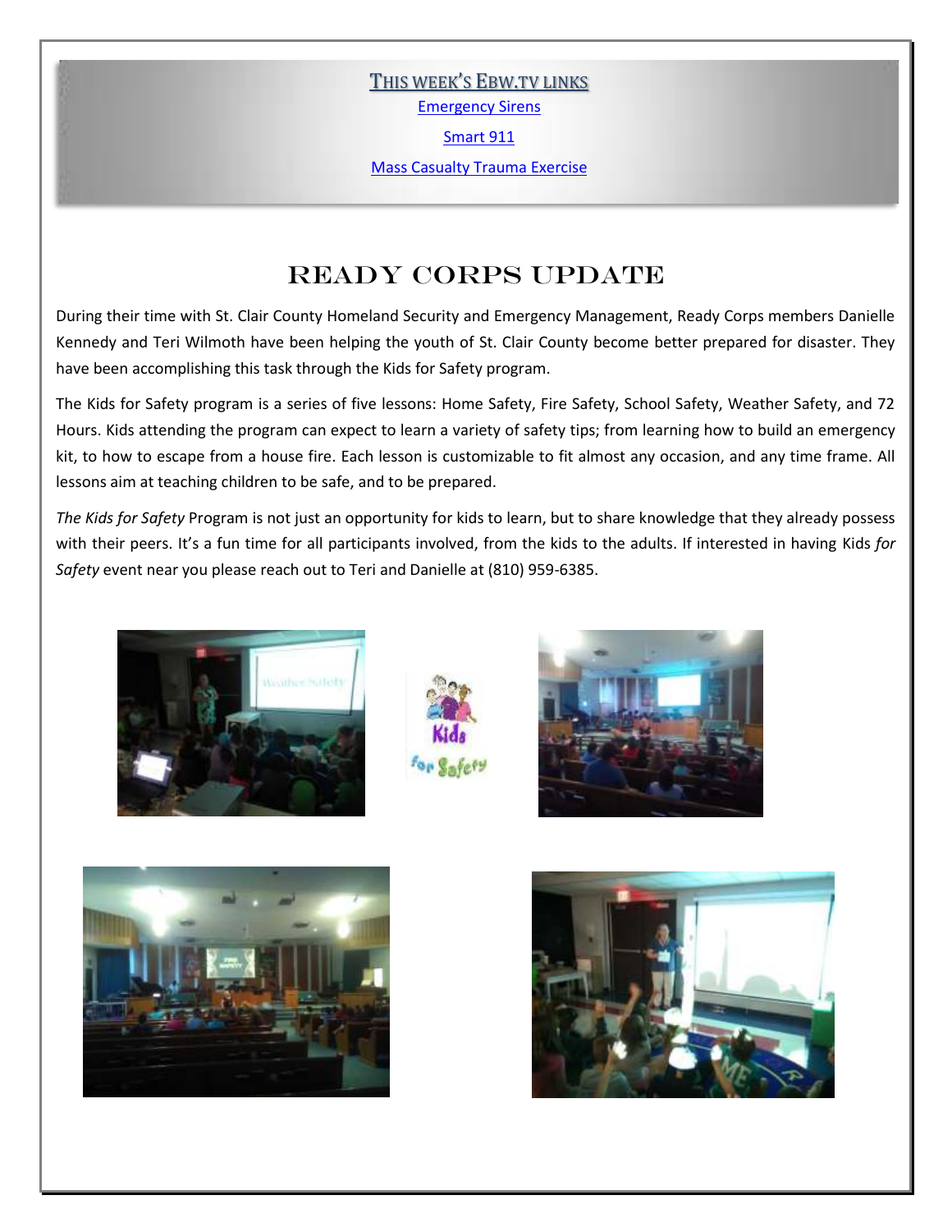THIS WEEK'S EBW.TV LINKS

[Emergency Sirens]

[Smart 911]

[Mass Casualty Trauma Exercise]

# READY CORPS UPDATE

During their time with St. Clair County Homeland Security and Emergency Management, Ready Corps members Danielle Kennedy and Teri Wilmoth have been helping the youth of St. Clair County become better prepared for disaster. They have been accomplishing this task through the Kids for Safety program.

The Kids for Safety program is a series of five lessons: Home Safety, Fire Safety, School Safety, Weather Safety, and 72 Hours. Kids attending the program can expect to learn a variety of safety tips; from learning how to build an emergency kit, to how to escape from a house fire. Each lesson is customizable to fit almost any occasion, and any time frame. All lessons aim at teaching children to be safe, and to be prepared.

*The Kids for Safety* Program is not just an opportunity for kids to learn, but to share knowledge that they already possess with their peers. It's a fun time for all participants involved, from the kids to the adults. If interested in having Kids *for Safety* event near you please reach out to Teri and Danielle at (810) 959-6385.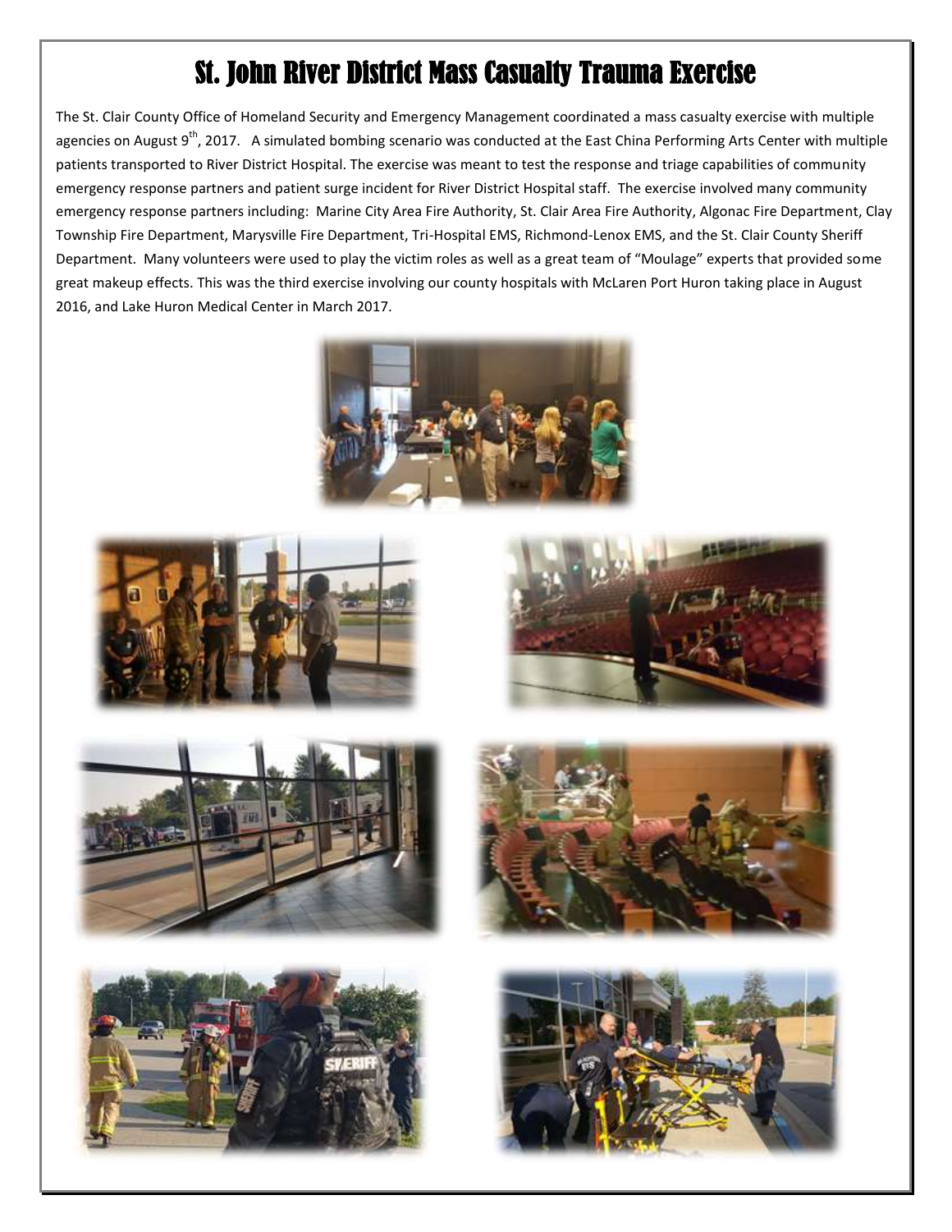# St. John River District Mass Casualty Trauma Exercise

The St. Clair County Office of Homeland Security and Emergency Management coordinated a mass casualty exercise with multiple agencies on August 9th, 2017. A simulated bombing scenario was conducted at the East China Performing Arts Center with multiple patients transported to River District Hospital. The exercise was meant to test the response and triage capabilities of community emergency response partners and patient surge incident for River District Hospital staff. The exercise involved many community emergency response partners including: Marine City Area Fire Authority, St. Clair Area Fire Authority, Algonac Fire Department, Clay Township Fire Department, Marysville Fire Department, Tri-Hospital EMS, Richmond-Lenox EMS, and the St. Clair County Sheriff Department. Many volunteers were used to play the victim roles as well as a great team of "Moulage" experts that provided some great makeup effects. This was the third exercise involving our county hospitals with McLaren Port Huron taking place in August 2016, and Lake Huron Medical Center in March 2017.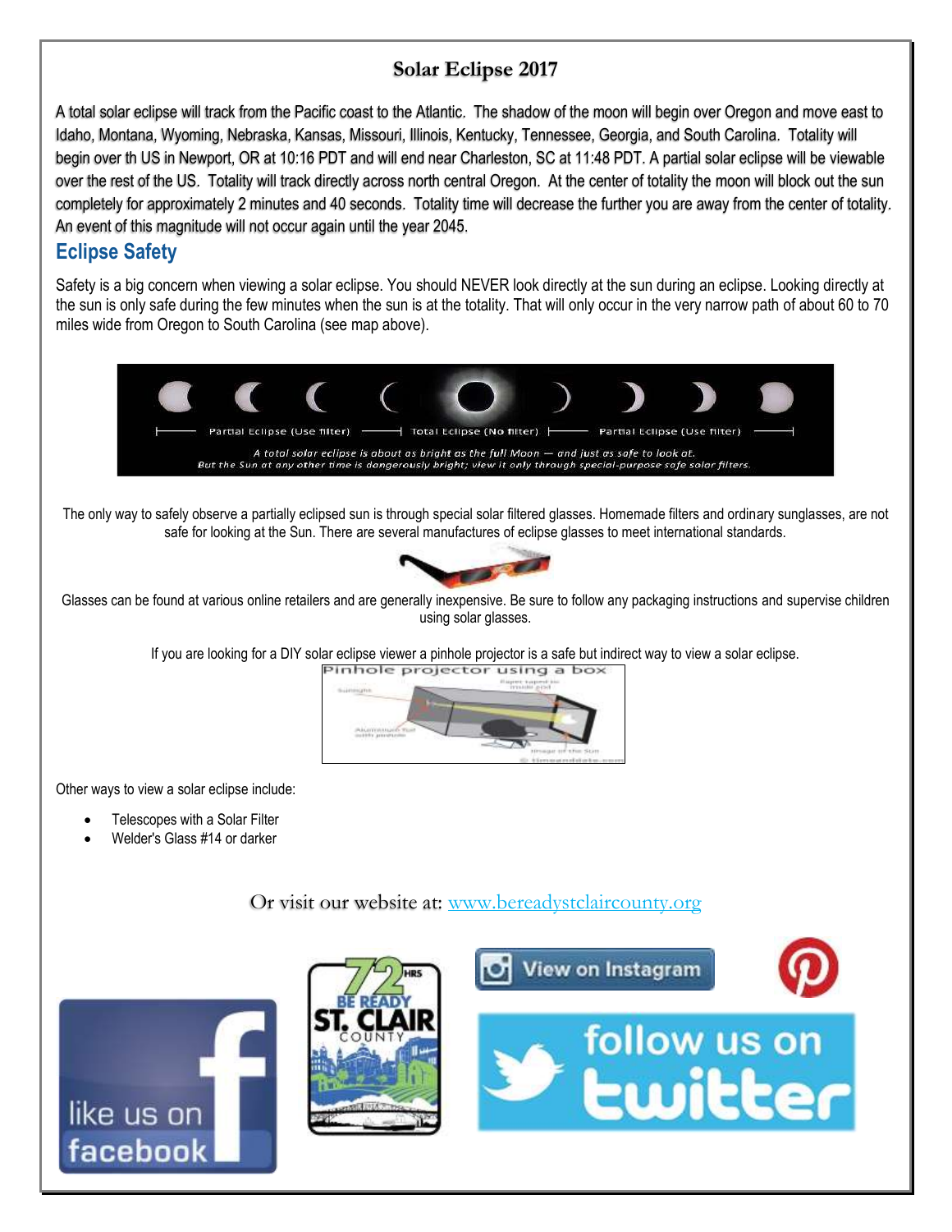## Solar Eclipse 2017

A total solar eclipse will track from the Pacific coast to the Atlantic. The shadow of the moon will begin over Oregon and move east to Idaho, Montana, Wyoming, Nebraska, Kansas, Missouri, Illinois, Kentucky, Tennessee, Georgia, and South Carolina. Totality will begin over th US in Newport, OR at 10:16 PDT and will end near Charleston, SC at 11:48 PDT. A partial solar eclipse will be viewable over the rest of the US. Totality will track directly across north central Oregon. At the center of totality the moon will block out the sun completely for approximately 2 minutes and 40 seconds. Totality time will decrease the further you are away from the center of totality. An event of this magnitude will not occur again until the year 2045.

## Eclipse Safety

Safety is a big concern when viewing a solar eclipse. You should NEVER look directly at the sun during an eclipse. Looking directly at the sun is only safe during the few minutes when the sun is at the totality. That will only occur in the very narrow path of about 60 to 70 miles wide from Oregon to South Carolina (see map above).

Partial Eclipse (Use filter) — Total Eclipse (No filter) — Partial Eclipse (Use filter)

*A total solar eclipse is about as bright as the full Moon — and just as safe to look at. But the Sun at any other time is dangerously bright; view it only through special-purpose safe solar filters.*

The only way to safely observe a partially eclipsed sun is through special solar filtered glasses. Homemade filters and ordinary sunglasses, are not safe for looking at the Sun. There are several manufactures of eclipse glasses to meet international standards.

Glasses can be found at various online retailers and are generally inexpensive. Be sure to follow any packaging instructions and supervise children using solar glasses.

If you are looking for a DIY solar eclipse viewer a pinhole projector is a safe but indirect way to view a solar eclipse.

Pinhole projector using a box

Other ways to view a solar eclipse include:

- Telescopes with a Solar Filter
- Welder's Glass #14 or darker

Or visit our website at: www.bereadystclaircounty.org

like us on facebook

72 HRS BE READY ST. CLAIR COUNTY

View on Instagram

follow us on twitter